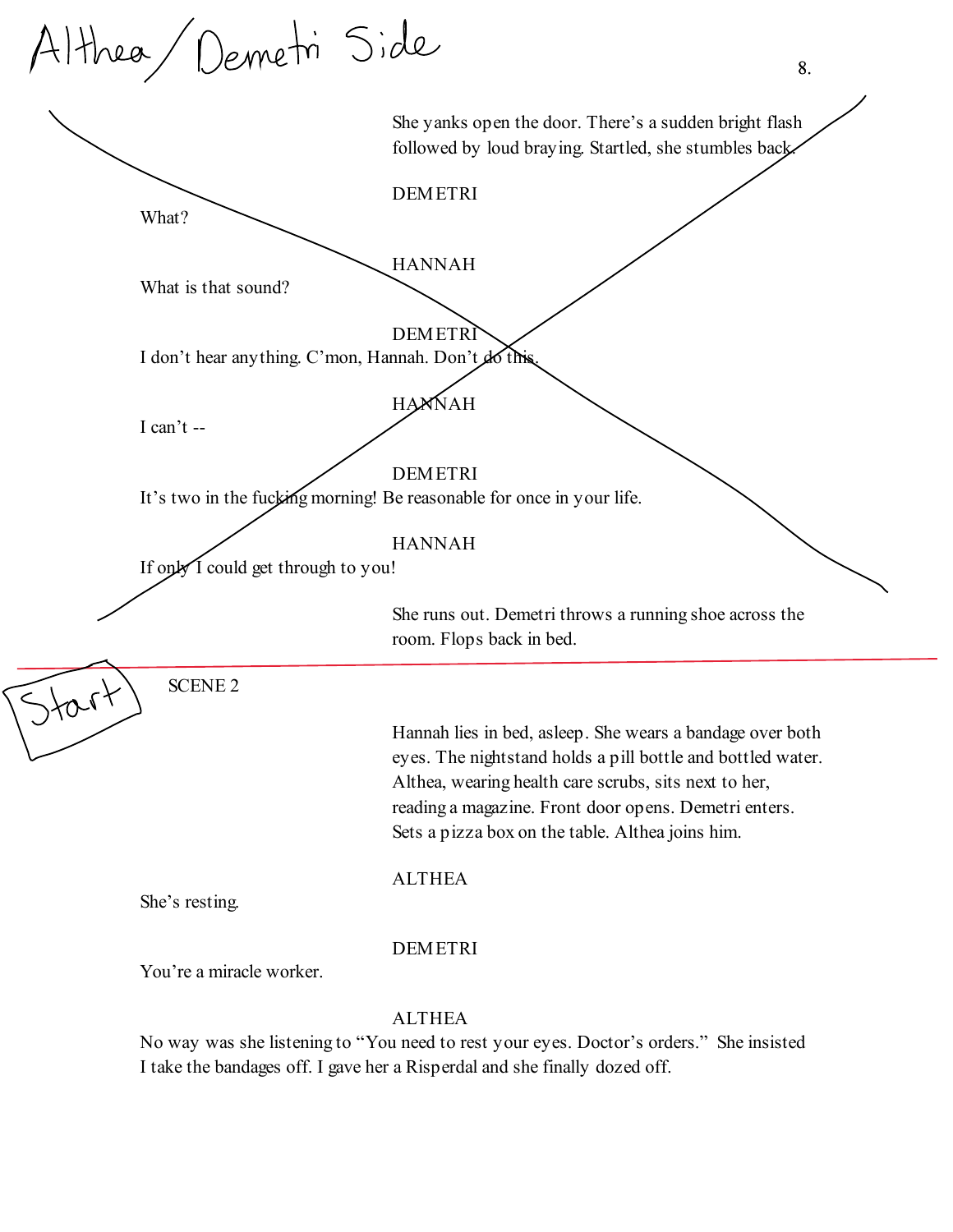Althea/Demetri Side

She yanks open the door. There's a sudden bright flash followed by loud braying. Startled, she stumbles back.

DEMETRI

What?

HANNAH

What is that sound?

DEMETRI

I don't hear anything. C'mon, Hannah. Don't do this.

HANNAH

I can't --

DEMETRI

It's two in the fucking morning! Be reasonable for once in your life.

HANNAH

If only I could get through to you!

She runs out. Demetri throws a running shoe across the room. Flops back in bed.

---

Start

SCENE 2

Hannah lies in bed, asleep. She wears a bandage over both eyes. The nightstand holds a pill bottle and bottled water. Althea, wearing health care scrubs, sits next to her, reading a magazine. Front door opens. Demetri enters. Sets a pizza box on the table. Althea joins him.

ALTHEA

She's resting.

DEMETRI

You're a miracle worker.

ALTHEA

No way was she listening to "You need to rest your eyes. Doctor's orders." She insisted I take the bandages off. I gave her a Risperdal and she finally dozed off.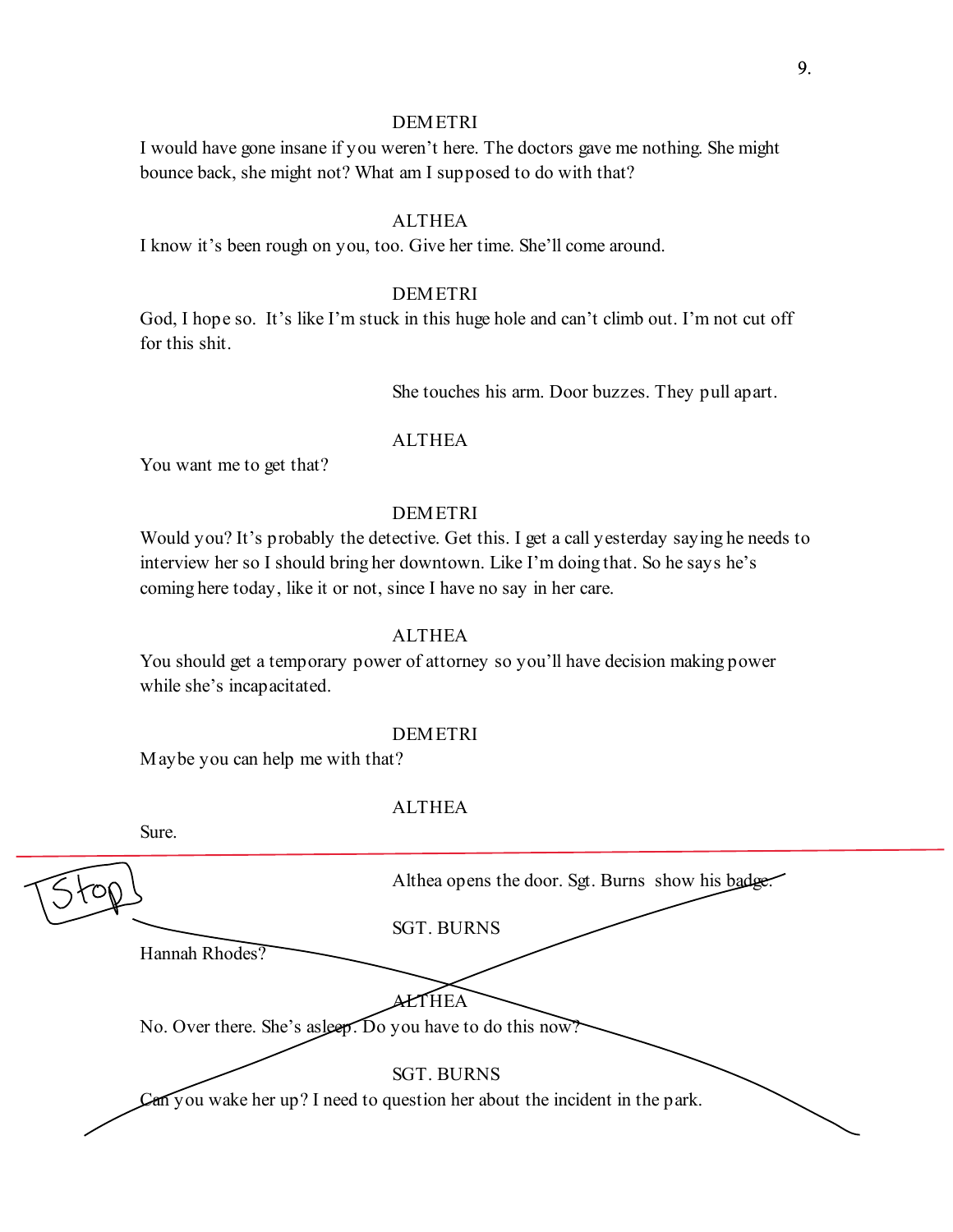DEMETRI

I would have gone insane if you weren't here. The doctors gave me nothing. She might bounce back, she might not? What am I supposed to do with that?

ALTHEA

I know it's been rough on you, too. Give her time. She'll come around.

DEMETRI

God, I hope so. It's like I'm stuck in this huge hole and can't climb out. I'm not cut off for this shit.

She touches his arm. Door buzzes. They pull apart.

ALTHEA

You want me to get that?

DEMETRI

Would you? It's probably the detective. Get this. I get a call yesterday saying he needs to interview her so I should bring her downtown. Like I'm doing that. So he says he's coming here today, like it or not, since I have no say in her care.

ALTHEA

You should get a temporary power of attorney so you'll have decision making power while she's incapacitated.

DEMETRI

Maybe you can help me with that?

ALTHEA

Sure.

---

Stop

Althea opens the door. Sgt. Burns show his badge.

SGT. BURNS

Hannah Rhodes?

ALTHEA

No. Over there. She's asleep. Do you have to do this now?

SGT. BURNS

Can you wake her up? I need to question her about the incident in the park.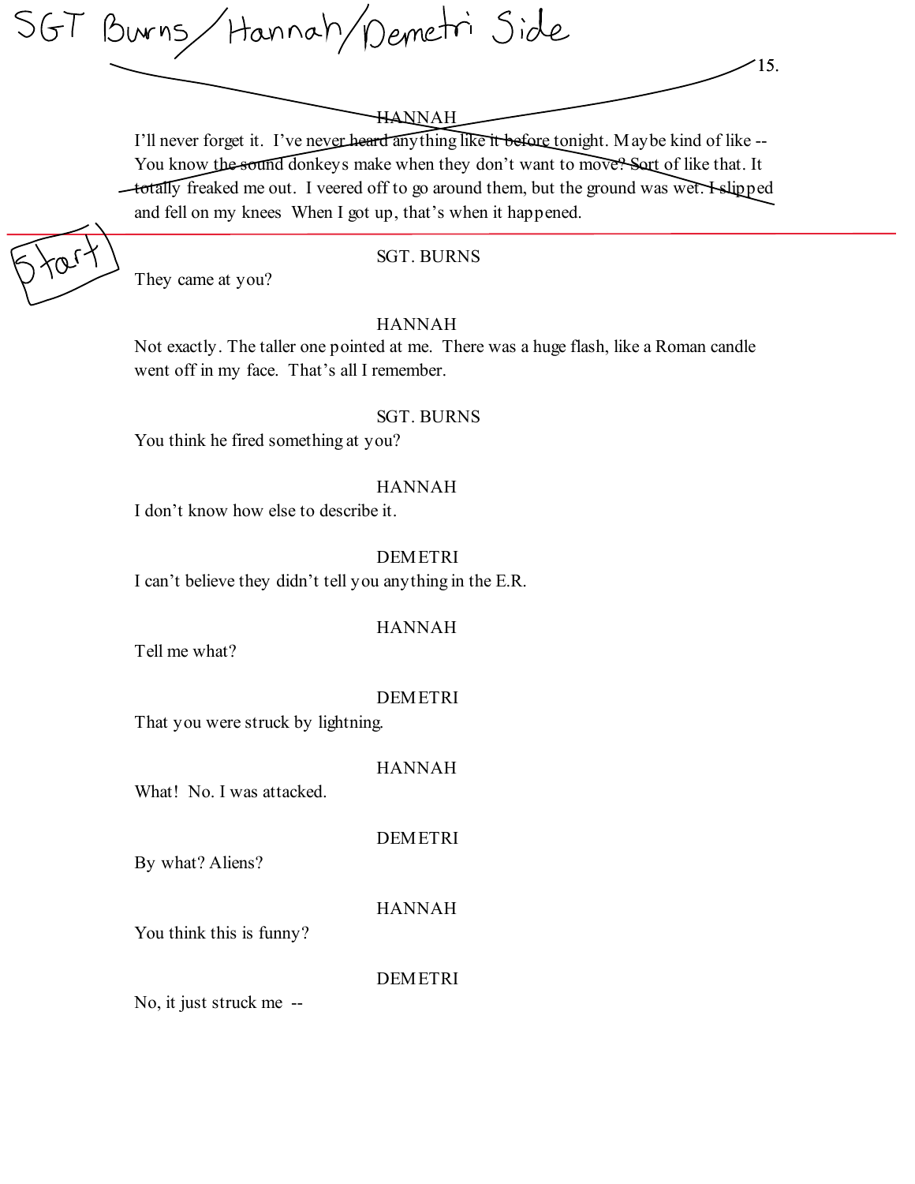SGT Burns/Hannah/Demetri Side

HANNAH

I'll never forget it. I've never heard anything like it before tonight. Maybe kind of like -- You know the sound donkeys make when they don't want to move? Sort of like that. It totally freaked me out. I veered off to go around them, but the ground was wet. I slipped and fell on my knees When I got up, that's when it happened.

---

Start

SGT. BURNS

They came at you?

HANNAH

Not exactly. The taller one pointed at me. There was a huge flash, like a Roman candle went off in my face. That's all I remember.

SGT. BURNS

You think he fired something at you?

HANNAH

I don't know how else to describe it.

DEMETRI

I can't believe they didn't tell you anything in the E.R.

HANNAH

Tell me what?

DEMETRI

That you were struck by lightning.

HANNAH

What! No. I was attacked.

DEMETRI

By what? Aliens?

HANNAH

You think this is funny?

DEMETRI

No, it just struck me --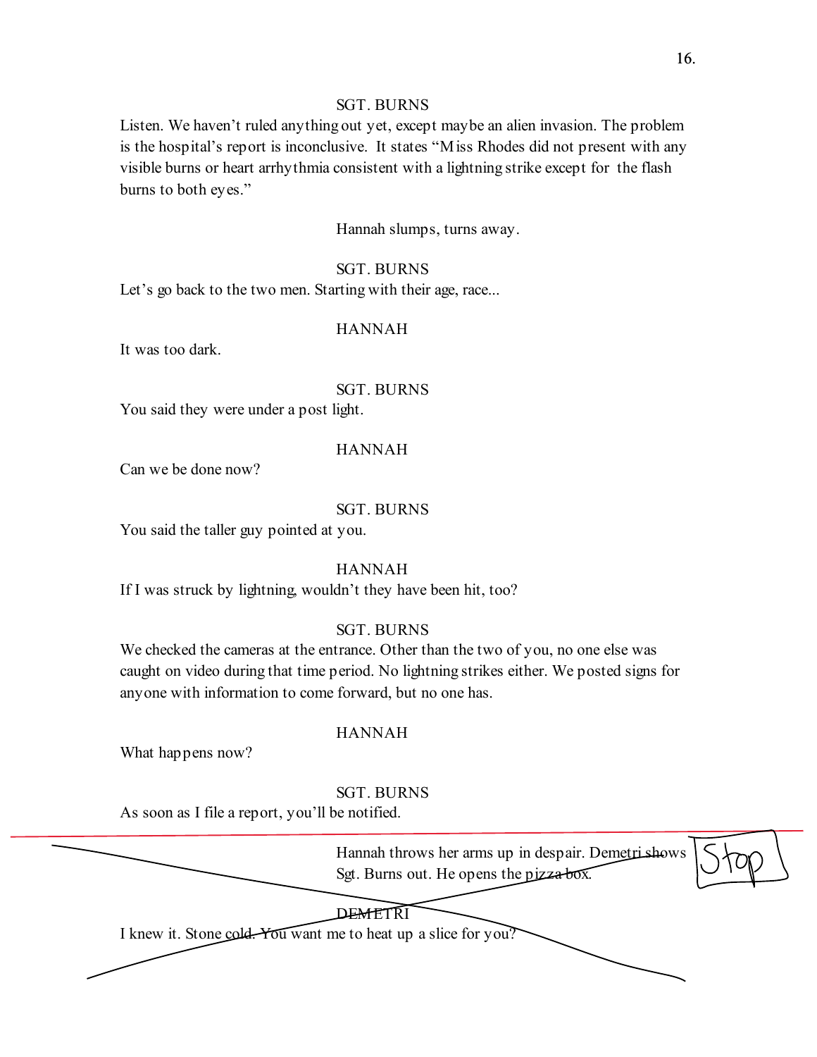SGT. BURNS

Listen. We haven't ruled anything out yet, except maybe an alien invasion. The problem is the hospital's report is inconclusive. It states "Miss Rhodes did not present with any visible burns or heart arrhythmia consistent with a lightning strike except for the flash burns to both eyes."

Hannah slumps, turns away.

SGT. BURNS

Let's go back to the two men. Starting with their age, race...

HANNAH

It was too dark.

SGT. BURNS

You said they were under a post light.

HANNAH

Can we be done now?

SGT. BURNS

You said the taller guy pointed at you.

HANNAH

If I was struck by lightning, wouldn't they have been hit, too?

SGT. BURNS

We checked the cameras at the entrance. Other than the two of you, no one else was caught on video during that time period. No lightning strikes either. We posted signs for anyone with information to come forward, but no one has.

HANNAH

What happens now?

SGT. BURNS

As soon as I file a report, you'll be notified.

Stop

~~Hannah throws her arms up in despair. Demetri shows Sgt. Burns out. He opens the pizza box.~~

~~DEMETRI~~

~~I knew it. Stone cold. You want me to heat up a slice for you?~~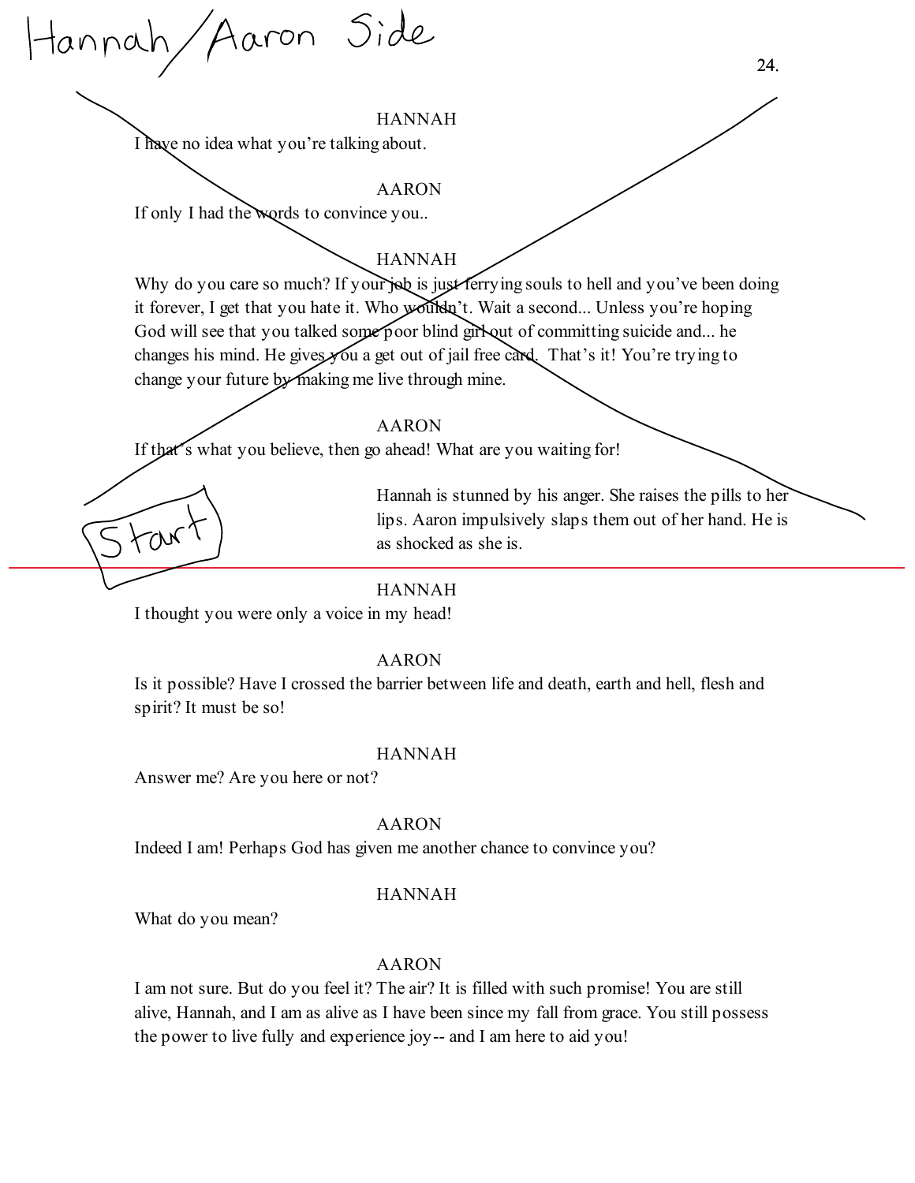Hannah/Aaron Side

HANNAH

I have no idea what you're talking about.

AARON

If only I had the words to convince you..

HANNAH

Why do you care so much? If your job is just ferrying souls to hell and you've been doing it forever, I get that you hate it. Who wouldn't. Wait a second... Unless you're hoping God will see that you talked some poor blind girl out of committing suicide and... he changes his mind. He gives you a get out of jail free card. That's it! You're trying to change your future by making me live through mine.

AARON

If that's what you believe, then go ahead! What are you waiting for!

Start

Hannah is stunned by his anger. She raises the pills to her lips. Aaron impulsively slaps them out of her hand. He is as shocked as she is.

---

HANNAH

I thought you were only a voice in my head!

AARON

Is it possible? Have I crossed the barrier between life and death, earth and hell, flesh and spirit? It must be so!

HANNAH

Answer me? Are you here or not?

AARON

Indeed I am! Perhaps God has given me another chance to convince you?

HANNAH

What do you mean?

AARON

I am not sure. But do you feel it? The air? It is filled with such promise! You are still alive, Hannah, and I am as alive as I have been since my fall from grace. You still possess the power to live fully and experience joy-- and I am here to aid you!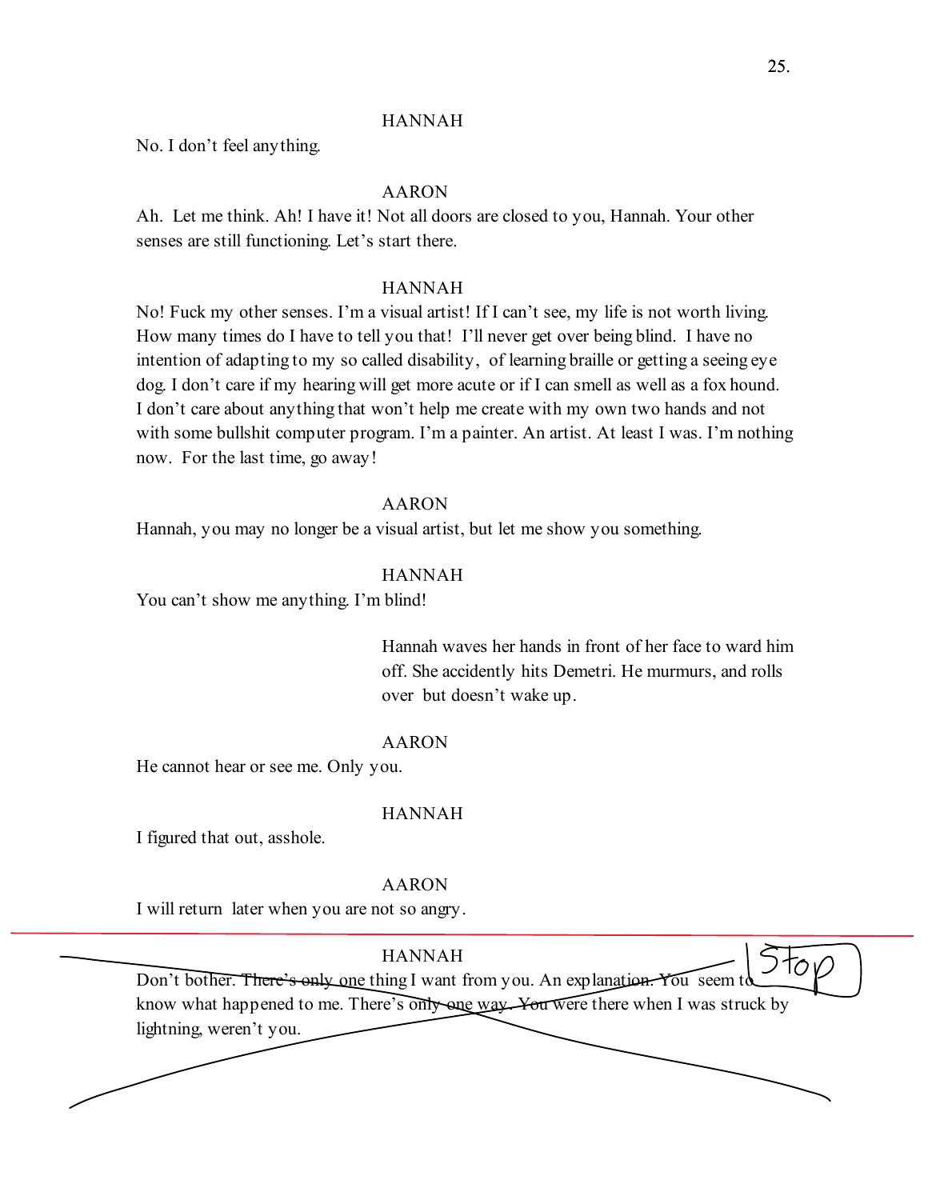HANNAH

No. I don't feel anything.

AARON

Ah. Let me think. Ah! I have it! Not all doors are closed to you, Hannah. Your other senses are still functioning. Let's start there.

HANNAH

No! Fuck my other senses. I'm a visual artist! If I can't see, my life is not worth living. How many times do I have to tell you that! I'll never get over being blind. I have no intention of adapting to my so called disability, of learning braille or getting a seeing eye dog. I don't care if my hearing will get more acute or if I can smell as well as a fox hound. I don't care about anything that won't help me create with my own two hands and not with some bullshit computer program. I'm a painter. An artist. At least I was. I'm nothing now. For the last time, go away!

AARON

Hannah, you may no longer be a visual artist, but let me show you something.

HANNAH

You can't show me anything. I'm blind!

Hannah waves her hands in front of her face to ward him off. She accidently hits Demetri. He murmurs, and rolls over but doesn't wake up.

AARON

He cannot hear or see me. Only you.

HANNAH

I figured that out, asshole.

AARON

I will return later when you are not so angry.

---

Stop

~~HANNAH~~

~~Don't bother. There's only one thing I want from you. An explanation. You seem to know what happened to me. There's only one way. You were there when I was struck by lightning, weren't you.~~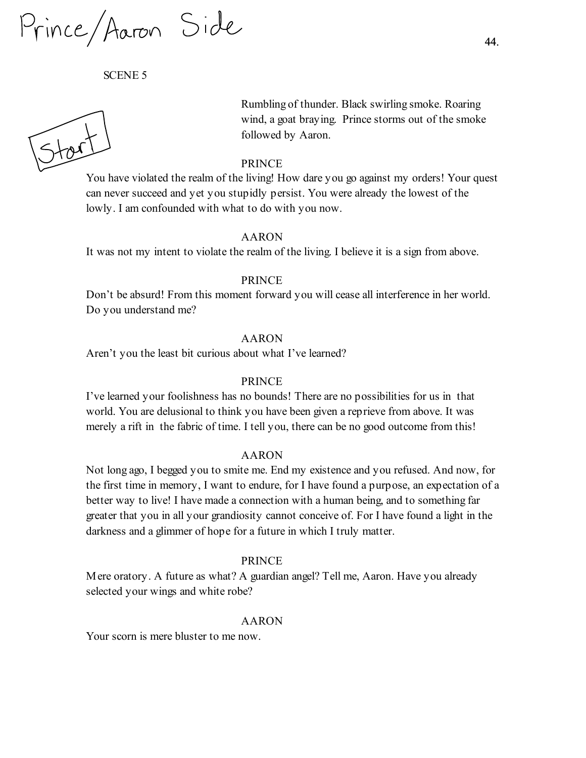Prince/Aaron Side

SCENE 5

Start

Rumbling of thunder. Black swirling smoke. Roaring wind, a goat braying. Prince storms out of the smoke followed by Aaron.

PRINCE

You have violated the realm of the living! How dare you go against my orders! Your quest can never succeed and yet you stupidly persist. You were already the lowest of the lowly. I am confounded with what to do with you now.

AARON

It was not my intent to violate the realm of the living. I believe it is a sign from above.

PRINCE

Don't be absurd! From this moment forward you will cease all interference in her world. Do you understand me?

AARON

Aren't you the least bit curious about what I've learned?

PRINCE

I've learned your foolishness has no bounds! There are no possibilities for us in that world. You are delusional to think you have been given a reprieve from above. It was merely a rift in the fabric of time. I tell you, there can be no good outcome from this!

AARON

Not long ago, I begged you to smite me. End my existence and you refused. And now, for the first time in memory, I want to endure, for I have found a purpose, an expectation of a better way to live! I have made a connection with a human being, and to something far greater that you in all your grandiosity cannot conceive of. For I have found a light in the darkness and a glimmer of hope for a future in which I truly matter.

PRINCE

Mere oratory. A future as what? A guardian angel? Tell me, Aaron. Have you already selected your wings and white robe?

AARON

Your scorn is mere bluster to me now.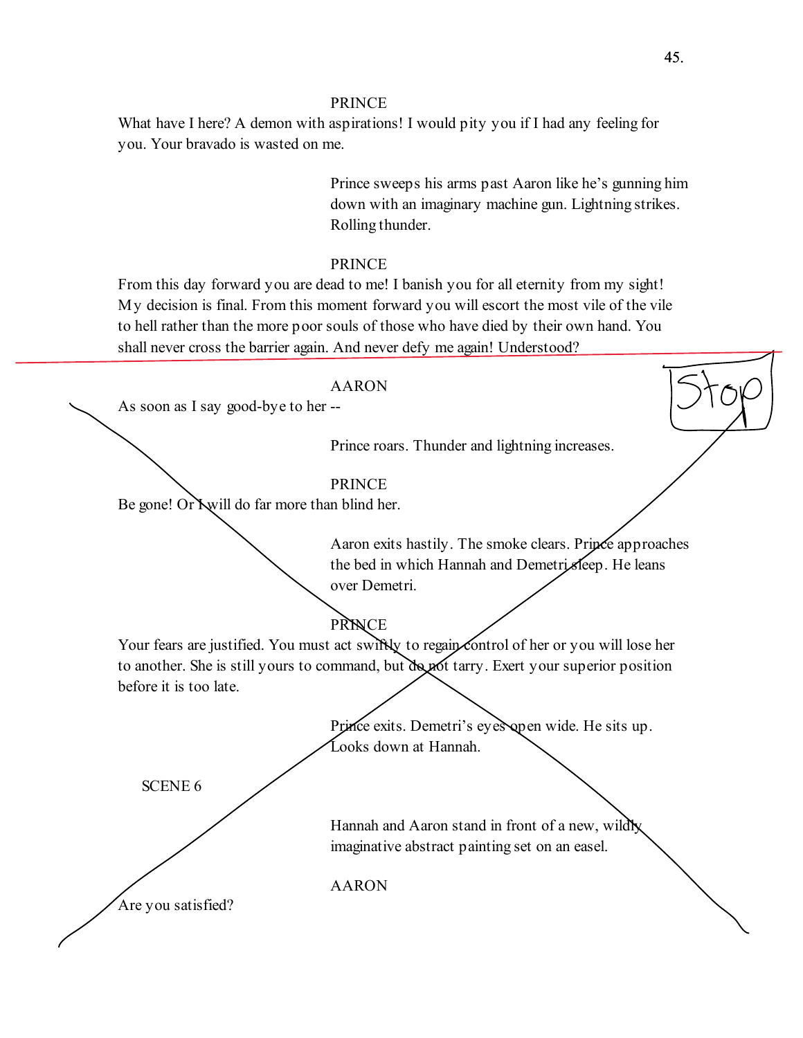PRINCE

What have I here? A demon with aspirations! I would pity you if I had any feeling for you. Your bravado is wasted on me.

Prince sweeps his arms past Aaron like he's gunning him down with an imaginary machine gun. Lightning strikes. Rolling thunder.

PRINCE

From this day forward you are dead to me! I banish you for all eternity from my sight! My decision is final. From this moment forward you will escort the most vile of the vile to hell rather than the more poor souls of those who have died by their own hand. You shall never cross the barrier again. And never defy me again! Understood?

Stop

AARON

As soon as I say good-bye to her --

Prince roars. Thunder and lightning increases.

PRINCE

Be gone! Or I will do far more than blind her.

Aaron exits hastily. The smoke clears. Prince approaches the bed in which Hannah and Demetri sleep. He leans over Demetri.

PRINCE

Your fears are justified. You must act swiftly to regain control of her or you will lose her to another. She is still yours to command, but do not tarry. Exert your superior position before it is too late.

Prince exits. Demetri's eyes open wide. He sits up. Looks down at Hannah.

SCENE 6

Hannah and Aaron stand in front of a new, wildly imaginative abstract painting set on an easel.

AARON

Are you satisfied?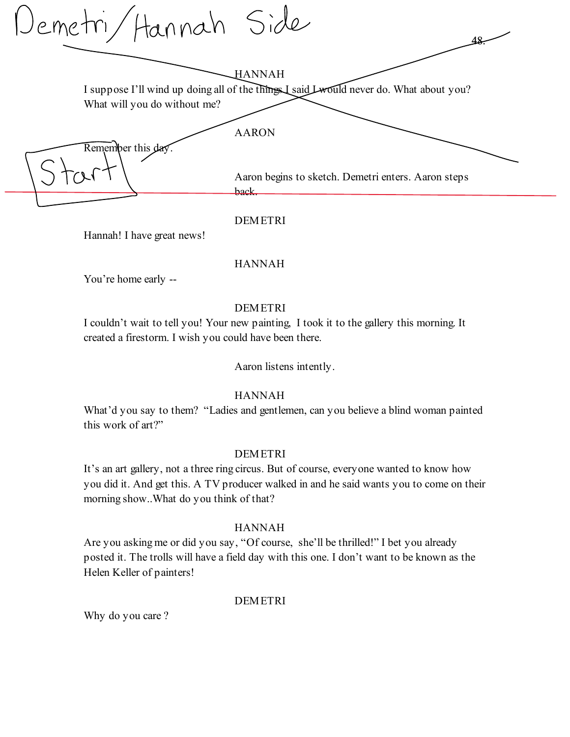Demetri/Hannah Side

HANNAH

I suppose I'll wind up doing all of the things I said I would never do. What about you? What will you do without me?

AARON

Remember this day.

Start

Aaron begins to sketch. Demetri enters. Aaron steps back.

DEMETRI

Hannah! I have great news!

HANNAH

You're home early --

DEMETRI

I couldn't wait to tell you! Your new painting, I took it to the gallery this morning. It created a firestorm. I wish you could have been there.

Aaron listens intently.

HANNAH

What'd you say to them? "Ladies and gentlemen, can you believe a blind woman painted this work of art?"

DEMETRI

It's an art gallery, not a three ring circus. But of course, everyone wanted to know how you did it. And get this. A TV producer walked in and he said wants you to come on their morning show..What do you think of that?

HANNAH

Are you asking me or did you say, "Of course, she'll be thrilled!" I bet you already posted it. The trolls will have a field day with this one. I don't want to be known as the Helen Keller of painters!

DEMETRI

Why do you care ?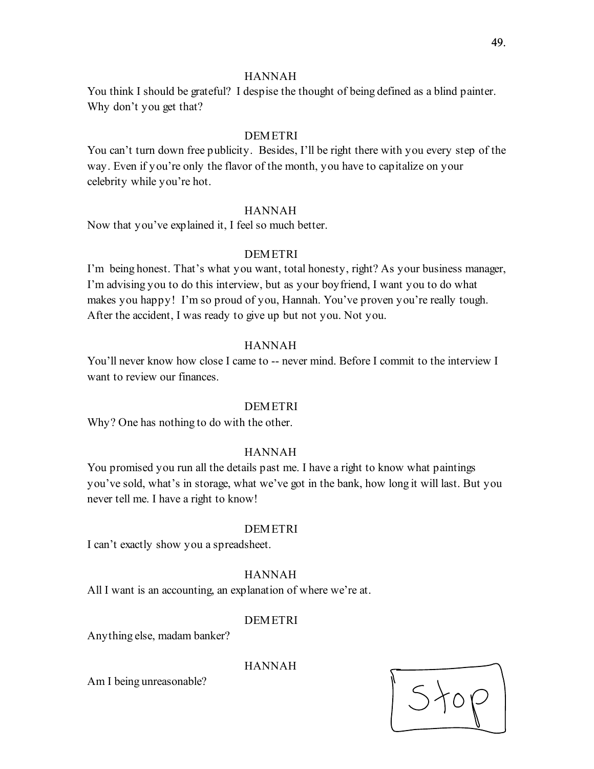HANNAH

You think I should be grateful? I despise the thought of being defined as a blind painter. Why don't you get that?

DEMETRI

You can't turn down free publicity. Besides, I'll be right there with you every step of the way. Even if you're only the flavor of the month, you have to capitalize on your celebrity while you're hot.

HANNAH

Now that you've explained it, I feel so much better.

DEMETRI

I'm being honest. That's what you want, total honesty, right? As your business manager, I'm advising you to do this interview, but as your boyfriend, I want you to do what makes you happy! I'm so proud of you, Hannah. You've proven you're really tough. After the accident, I was ready to give up but not you. Not you.

HANNAH

You'll never know how close I came to -- never mind. Before I commit to the interview I want to review our finances.

DEMETRI

Why? One has nothing to do with the other.

HANNAH

You promised you run all the details past me. I have a right to know what paintings you've sold, what's in storage, what we've got in the bank, how long it will last. But you never tell me. I have a right to know!

DEMETRI

I can't exactly show you a spreadsheet.

HANNAH

All I want is an accounting, an explanation of where we're at.

DEMETRI

Anything else, madam banker?

HANNAH

Am I being unreasonable?

Stop